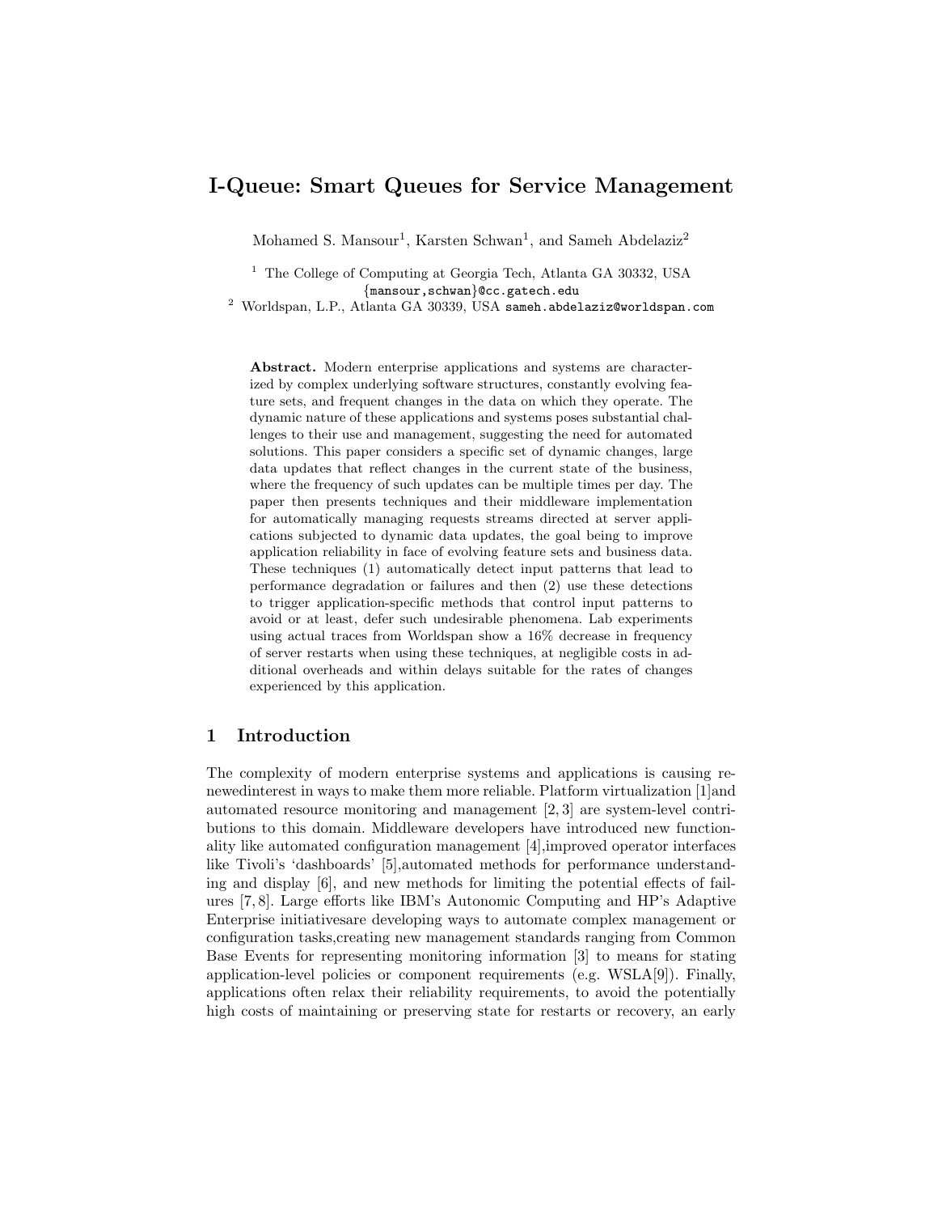# I-Queue: Smart Queues for Service Management

Mohamed S. Mansour[1], Karsten Schwan[1], and Sameh Abdelaziz[2]

[1] The College of Computing at Georgia Tech, Atlanta GA 30332, USA
{mansour,schwan}@cc.gatech.edu

[2] Worldspan, L.P., Atlanta GA 30339, USA sameh.abdelaziz@worldspan.com

**Abstract.** Modern enterprise applications and systems are characterized by complex underlying software structures, constantly evolving feature sets, and frequent changes in the data on which they operate. The dynamic nature of these applications and systems poses substantial challenges to their use and management, suggesting the need for automated solutions. This paper considers a specific set of dynamic changes, large data updates that reflect changes in the current state of the business, where the frequency of such updates can be multiple times per day. The paper then presents techniques and their middleware implementation for automatically managing requests streams directed at server applications subjected to dynamic data updates, the goal being to improve application reliability in face of evolving feature sets and business data. These techniques (1) automatically detect input patterns that lead to performance degradation or failures and then (2) use these detections to trigger application-specific methods that control input patterns to avoid or at least, defer such undesirable phenomena. Lab experiments using actual traces from Worldspan show a 16% decrease in frequency of server restarts when using these techniques, at negligible costs in additional overheads and within delays suitable for the rates of changes experienced by this application.

## 1 Introduction

The complexity of modern enterprise systems and applications is causing renewedinterest in ways to make them more reliable. Platform virtualization [1]and automated resource monitoring and management [2, 3] are system-level contributions to this domain. Middleware developers have introduced new functionality like automated configuration management [4],improved operator interfaces like Tivoli's 'dashboards' [5],automated methods for performance understanding and display [6], and new methods for limiting the potential effects of failures [7, 8]. Large efforts like IBM's Autonomic Computing and HP's Adaptive Enterprise initiativesare developing ways to automate complex management or configuration tasks,creating new management standards ranging from Common Base Events for representing monitoring information [3] to means for stating application-level policies or component requirements (e.g. WSLA[9]). Finally, applications often relax their reliability requirements, to avoid the potentially high costs of maintaining or preserving state for restarts or recovery, an early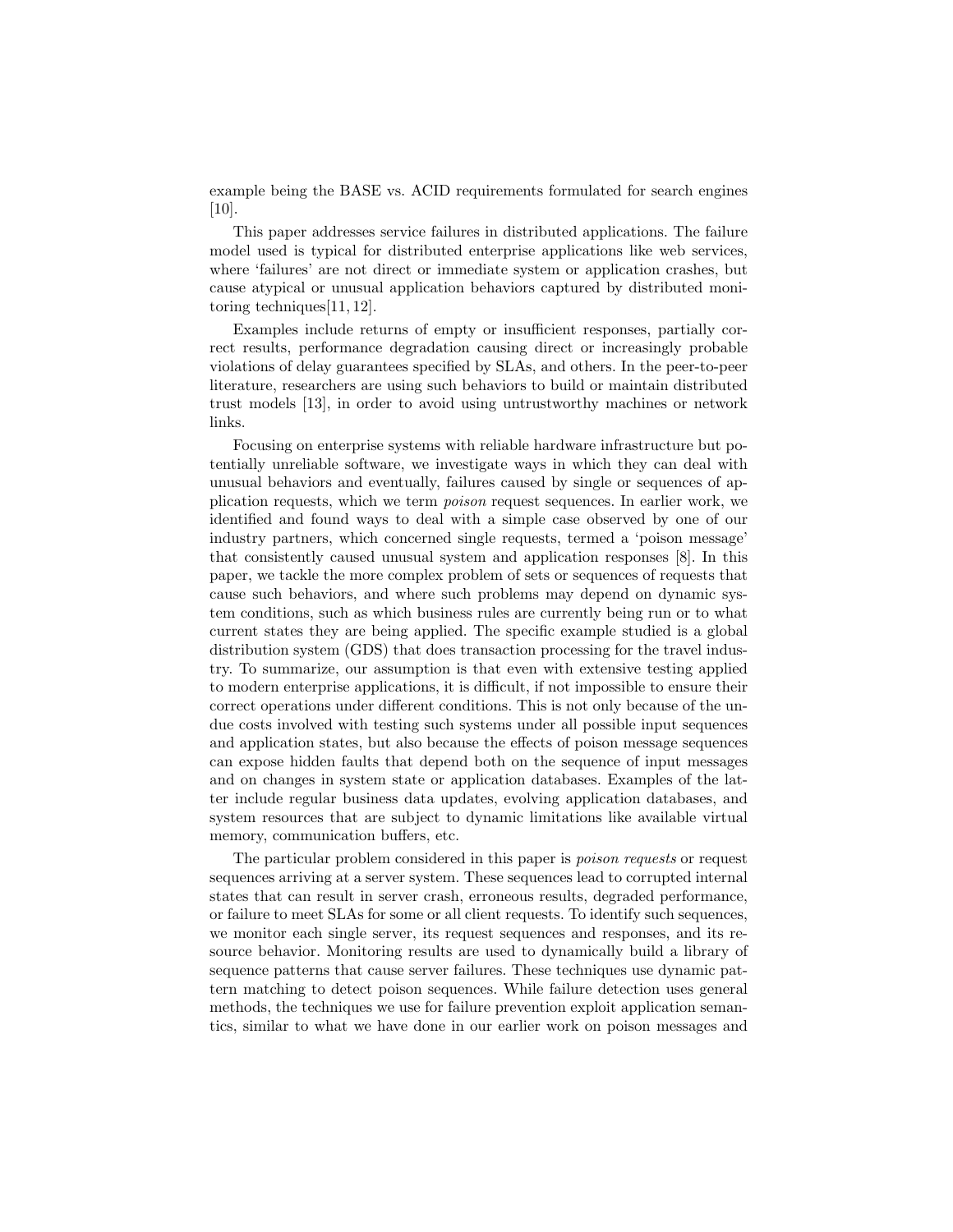example being the BASE vs. ACID requirements formulated for search engines [10].

This paper addresses service failures in distributed applications. The failure model used is typical for distributed enterprise applications like web services, where 'failures' are not direct or immediate system or application crashes, but cause atypical or unusual application behaviors captured by distributed monitoring techniques[11, 12].

Examples include returns of empty or insufficient responses, partially correct results, performance degradation causing direct or increasingly probable violations of delay guarantees specified by SLAs, and others. In the peer-to-peer literature, researchers are using such behaviors to build or maintain distributed trust models [13], in order to avoid using untrustworthy machines or network links.

Focusing on enterprise systems with reliable hardware infrastructure but potentially unreliable software, we investigate ways in which they can deal with unusual behaviors and eventually, failures caused by single or sequences of application requests, which we term *poison* request sequences. In earlier work, we identified and found ways to deal with a simple case observed by one of our industry partners, which concerned single requests, termed a 'poison message' that consistently caused unusual system and application responses [8]. In this paper, we tackle the more complex problem of sets or sequences of requests that cause such behaviors, and where such problems may depend on dynamic system conditions, such as which business rules are currently being run or to what current states they are being applied. The specific example studied is a global distribution system (GDS) that does transaction processing for the travel industry. To summarize, our assumption is that even with extensive testing applied to modern enterprise applications, it is difficult, if not impossible to ensure their correct operations under different conditions. This is not only because of the undue costs involved with testing such systems under all possible input sequences and application states, but also because the effects of poison message sequences can expose hidden faults that depend both on the sequence of input messages and on changes in system state or application databases. Examples of the latter include regular business data updates, evolving application databases, and system resources that are subject to dynamic limitations like available virtual memory, communication buffers, etc.

The particular problem considered in this paper is *poison requests* or request sequences arriving at a server system. These sequences lead to corrupted internal states that can result in server crash, erroneous results, degraded performance, or failure to meet SLAs for some or all client requests. To identify such sequences, we monitor each single server, its request sequences and responses, and its resource behavior. Monitoring results are used to dynamically build a library of sequence patterns that cause server failures. These techniques use dynamic pattern matching to detect poison sequences. While failure detection uses general methods, the techniques we use for failure prevention exploit application semantics, similar to what we have done in our earlier work on poison messages and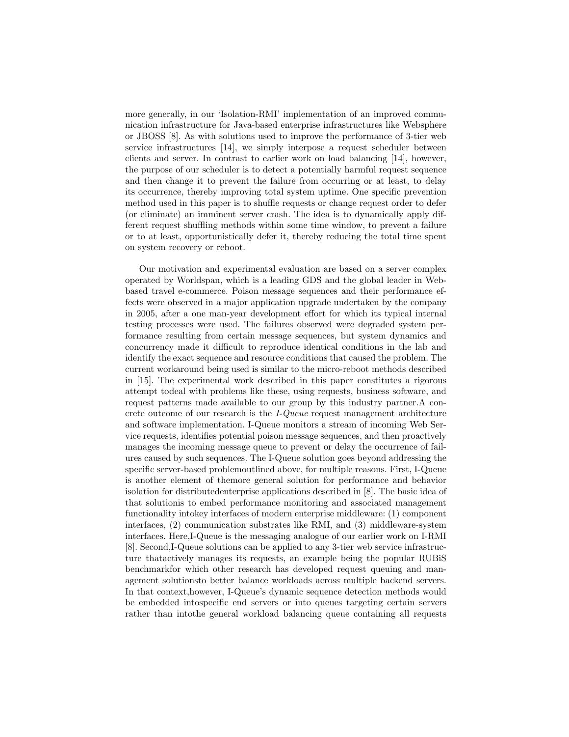more generally, in our 'Isolation-RMI' implementation of an improved communication infrastructure for Java-based enterprise infrastructures like Websphere or JBOSS [8]. As with solutions used to improve the performance of 3-tier web service infrastructures [14], we simply interpose a request scheduler between clients and server. In contrast to earlier work on load balancing [14], however, the purpose of our scheduler is to detect a potentially harmful request sequence and then change it to prevent the failure from occurring or at least, to delay its occurrence, thereby improving total system uptime. One specific prevention method used in this paper is to shuffle requests or change request order to defer (or eliminate) an imminent server crash. The idea is to dynamically apply different request shuffling methods within some time window, to prevent a failure or to at least, opportunistically defer it, thereby reducing the total time spent on system recovery or reboot.

Our motivation and experimental evaluation are based on a server complex operated by Worldspan, which is a leading GDS and the global leader in Web-based travel e-commerce. Poison message sequences and their performance effects were observed in a major application upgrade undertaken by the company in 2005, after a one man-year development effort for which its typical internal testing processes were used. The failures observed were degraded system performance resulting from certain message sequences, but system dynamics and concurrency made it difficult to reproduce identical conditions in the lab and identify the exact sequence and resource conditions that caused the problem. The current workaround being used is similar to the micro-reboot methods described in [15]. The experimental work described in this paper constitutes a rigorous attempt todeal with problems like these, using requests, business software, and request patterns made available to our group by this industry partner.A concrete outcome of our research is the *I-Queue* request management architecture and software implementation. I-Queue monitors a stream of incoming Web Service requests, identifies potential poison message sequences, and then proactively manages the incoming message queue to prevent or delay the occurrence of failures caused by such sequences. The I-Queue solution goes beyond addressing the specific server-based problemoutlined above, for multiple reasons. First, I-Queue is another element of themore general solution for performance and behavior isolation for distributedenterprise applications described in [8]. The basic idea of that solutionis to embed performance monitoring and associated management functionality intokey interfaces of modern enterprise middleware: (1) component interfaces, (2) communication substrates like RMI, and (3) middleware-system interfaces. Here,I-Queue is the messaging analogue of our earlier work on I-RMI [8]. Second,I-Queue solutions can be applied to any 3-tier web service infrastructure thatactively manages its requests, an example being the popular RUBiS benchmarkfor which other research has developed request queuing and management solutionsto better balance workloads across multiple backend servers. In that context,however, I-Queue's dynamic sequence detection methods would be embedded intospecific end servers or into queues targeting certain servers rather than intothe general workload balancing queue containing all requests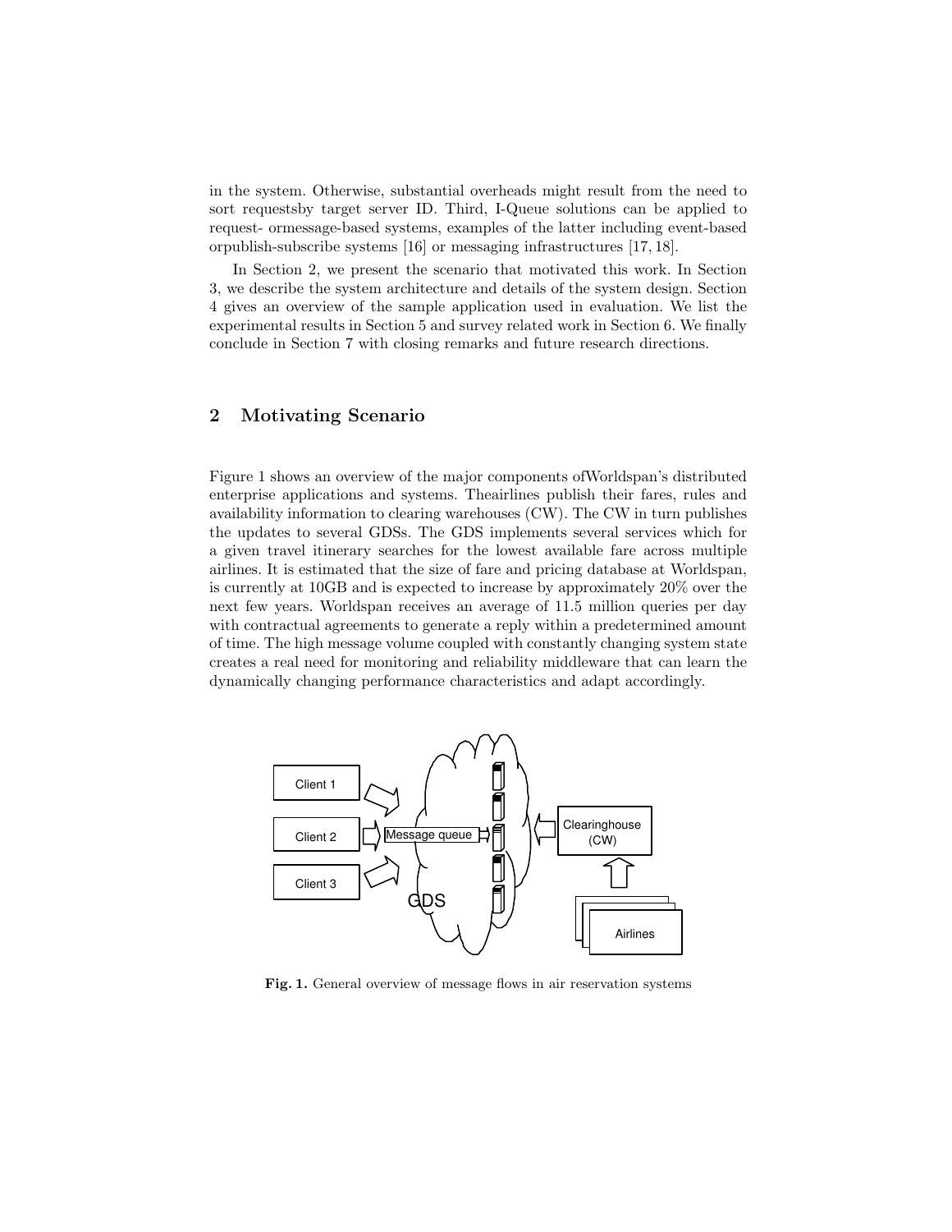in the system. Otherwise, substantial overheads might result from the need to sort requestsby target server ID. Third, I-Queue solutions can be applied to request- ormessage-based systems, examples of the latter including event-based orpublish-subscribe systems [16] or messaging infrastructures [17, 18].

In Section 2, we present the scenario that motivated this work. In Section 3, we describe the system architecture and details of the system design. Section 4 gives an overview of the sample application used in evaluation. We list the experimental results in Section 5 and survey related work in Section 6. We finally conclude in Section 7 with closing remarks and future research directions.

## 2 Motivating Scenario

Figure 1 shows an overview of the major components ofWorldspan's distributed enterprise applications and systems. Theairlines publish their fares, rules and availability information to clearing warehouses (CW). The CW in turn publishes the updates to several GDSs. The GDS implements several services which for a given travel itinerary searches for the lowest available fare across multiple airlines. It is estimated that the size of fare and pricing database at Worldspan, is currently at 10GB and is expected to increase by approximately 20% over the next few years. Worldspan receives an average of 11.5 million queries per day with contractual agreements to generate a reply within a predetermined amount of time. The high message volume coupled with constantly changing system state creates a real need for monitoring and reliability middleware that can learn the dynamically changing performance characteristics and adapt accordingly.

**Fig. 1.** General overview of message flows in air reservation systems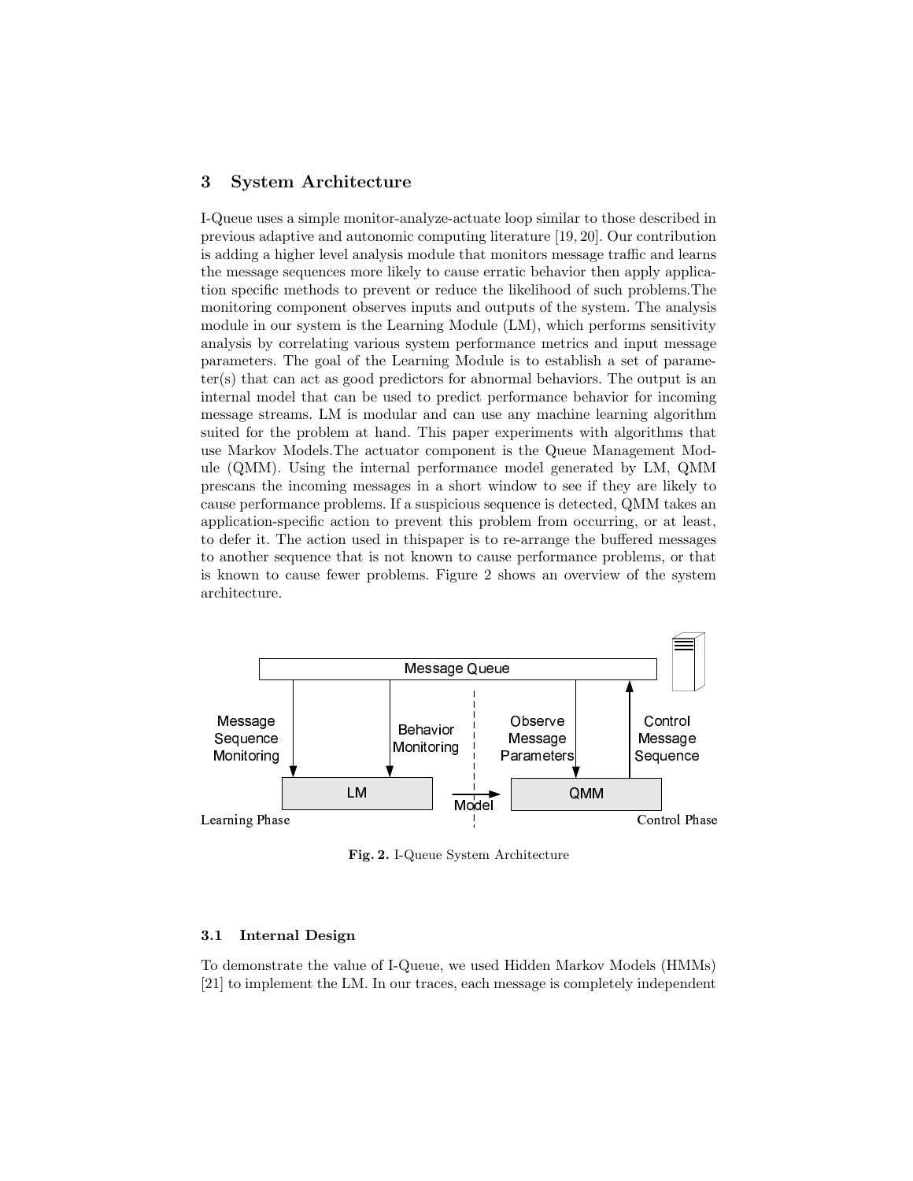## 3 System Architecture

I-Queue uses a simple monitor-analyze-actuate loop similar to those described in previous adaptive and autonomic computing literature [19, 20]. Our contribution is adding a higher level analysis module that monitors message traffic and learns the message sequences more likely to cause erratic behavior then apply application specific methods to prevent or reduce the likelihood of such problems.The monitoring component observes inputs and outputs of the system. The analysis module in our system is the Learning Module (LM), which performs sensitivity analysis by correlating various system performance metrics and input message parameters. The goal of the Learning Module is to establish a set of parameter(s) that can act as good predictors for abnormal behaviors. The output is an internal model that can be used to predict performance behavior for incoming message streams. LM is modular and can use any machine learning algorithm suited for the problem at hand. This paper experiments with algorithms that use Markov Models.The actuator component is the Queue Management Module (QMM). Using the internal performance model generated by LM, QMM prescans the incoming messages in a short window to see if they are likely to cause performance problems. If a suspicious sequence is detected, QMM takes an application-specific action to prevent this problem from occurring, or at least, to defer it. The action used in thispaper is to re-arrange the buffered messages to another sequence that is not known to cause performance problems, or that is known to cause fewer problems. Figure 2 shows an overview of the system architecture.

**Fig. 2.** I-Queue System Architecture

### 3.1 Internal Design

To demonstrate the value of I-Queue, we used Hidden Markov Models (HMMs) [21] to implement the LM. In our traces, each message is completely independent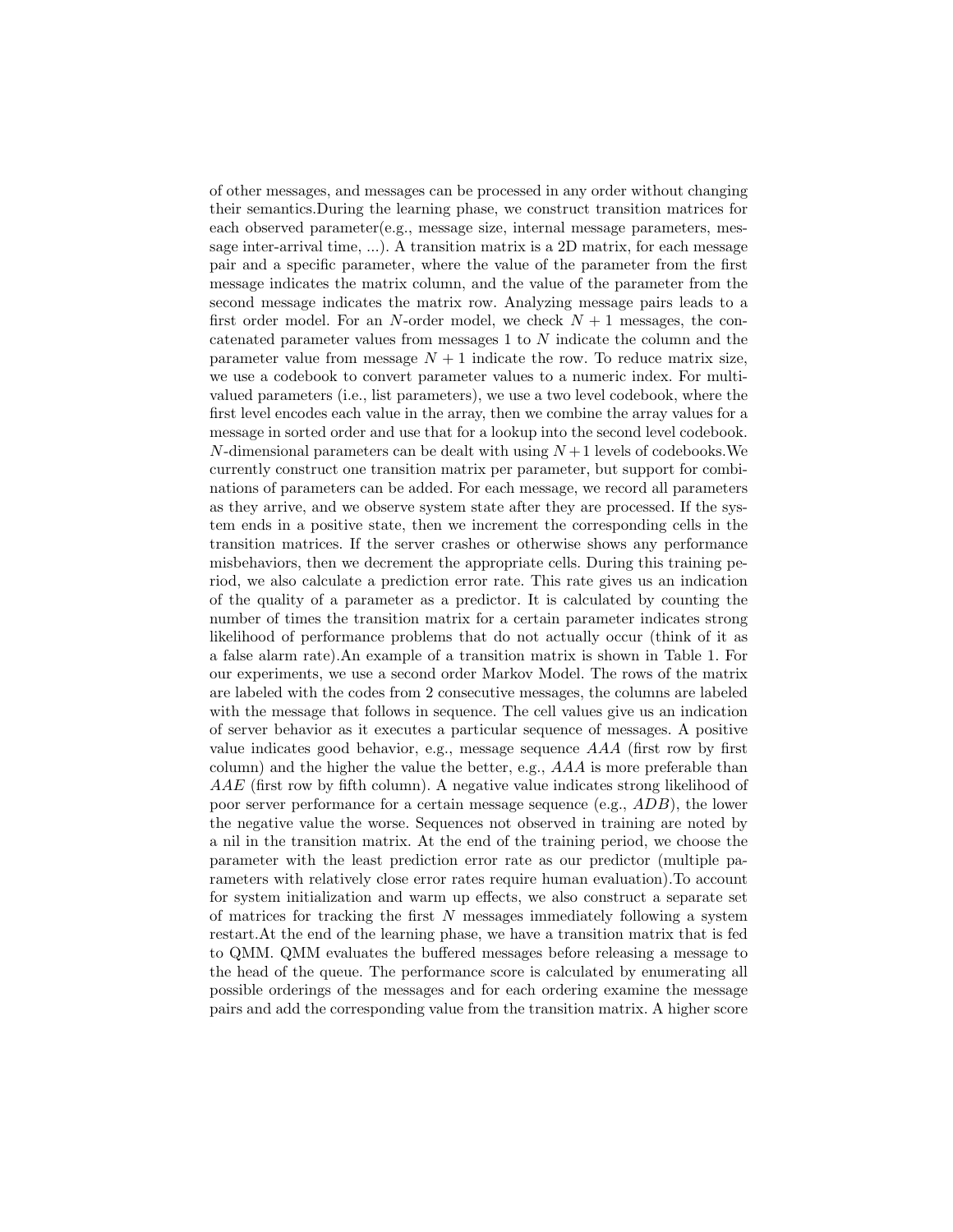of other messages, and messages can be processed in any order without changing their semantics.During the learning phase, we construct transition matrices for each observed parameter(e.g., message size, internal message parameters, message inter-arrival time, ...). A transition matrix is a 2D matrix, for each message pair and a specific parameter, where the value of the parameter from the first message indicates the matrix column, and the value of the parameter from the second message indicates the matrix row. Analyzing message pairs leads to a first order model. For an $N$-order model, we check $N + 1$ messages, the concatenated parameter values from messages 1 to $N$ indicate the column and the parameter value from message $N + 1$ indicate the row. To reduce matrix size, we use a codebook to convert parameter values to a numeric index. For multi-valued parameters (i.e., list parameters), we use a two level codebook, where the first level encodes each value in the array, then we combine the array values for a message in sorted order and use that for a lookup into the second level codebook. $N$-dimensional parameters can be dealt with using $N+1$ levels of codebooks.We currently construct one transition matrix per parameter, but support for combinations of parameters can be added. For each message, we record all parameters as they arrive, and we observe system state after they are processed. If the system ends in a positive state, then we increment the corresponding cells in the transition matrices. If the server crashes or otherwise shows any performance misbehaviors, then we decrement the appropriate cells. During this training period, we also calculate a prediction error rate. This rate gives us an indication of the quality of a parameter as a predictor. It is calculated by counting the number of times the transition matrix for a certain parameter indicates strong likelihood of performance problems that do not actually occur (think of it as a false alarm rate).An example of a transition matrix is shown in Table 1. For our experiments, we use a second order Markov Model. The rows of the matrix are labeled with the codes from 2 consecutive messages, the columns are labeled with the message that follows in sequence. The cell values give us an indication of server behavior as it executes a particular sequence of messages. A positive value indicates good behavior, e.g., message sequence $AAA$ (first row by first column) and the higher the value the better, e.g., $AAA$ is more preferable than $AAE$ (first row by fifth column). A negative value indicates strong likelihood of poor server performance for a certain message sequence (e.g., $ADB$), the lower the negative value the worse. Sequences not observed in training are noted by a nil in the transition matrix. At the end of the training period, we choose the parameter with the least prediction error rate as our predictor (multiple parameters with relatively close error rates require human evaluation).To account for system initialization and warm up effects, we also construct a separate set of matrices for tracking the first $N$ messages immediately following a system restart.At the end of the learning phase, we have a transition matrix that is fed to QMM. QMM evaluates the buffered messages before releasing a message to the head of the queue. The performance score is calculated by enumerating all possible orderings of the messages and for each ordering examine the message pairs and add the corresponding value from the transition matrix. A higher score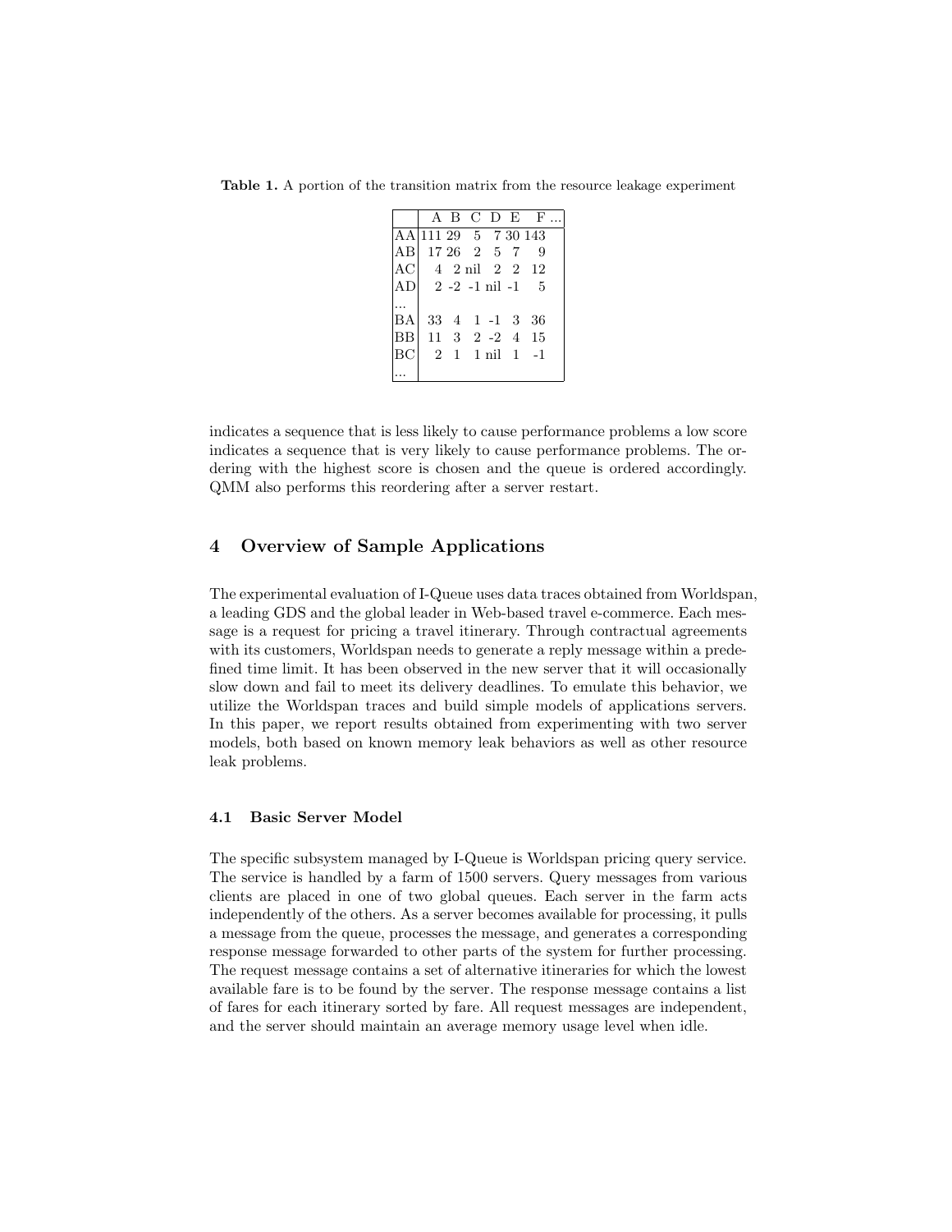**Table 1.** A portion of the transition matrix from the resource leakage experiment

| | A | B | C | D | E | F ... |
|---|---|---|---|---|---|---|
| AA | 111 | 29 | 5 | 7 | 30 | 143 |
| AB | 17 | 26 | 2 | 5 | 7 | 9 |
| AC | 4 | 2 | nil | 2 | 2 | 12 |
| AD | 2 | -2 | -1 | nil | -1 | 5 |
| ... | | | | | | |
| BA | 33 | 4 | 1 | -1 | 3 | 36 |
| BB | 11 | 3 | 2 | -2 | 4 | 15 |
| BC | 2 | 1 | 1 | nil | 1 | -1 |
| ... | | | | | | |

indicates a sequence that is less likely to cause performance problems a low score indicates a sequence that is very likely to cause performance problems. The ordering with the highest score is chosen and the queue is ordered accordingly. QMM also performs this reordering after a server restart.

## 4 Overview of Sample Applications

The experimental evaluation of I-Queue uses data traces obtained from Worldspan, a leading GDS and the global leader in Web-based travel e-commerce. Each message is a request for pricing a travel itinerary. Through contractual agreements with its customers, Worldspan needs to generate a reply message within a predefined time limit. It has been observed in the new server that it will occasionally slow down and fail to meet its delivery deadlines. To emulate this behavior, we utilize the Worldspan traces and build simple models of applications servers. In this paper, we report results obtained from experimenting with two server models, both based on known memory leak behaviors as well as other resource leak problems.

### 4.1 Basic Server Model

The specific subsystem managed by I-Queue is Worldspan pricing query service. The service is handled by a farm of 1500 servers. Query messages from various clients are placed in one of two global queues. Each server in the farm acts independently of the others. As a server becomes available for processing, it pulls a message from the queue, processes the message, and generates a corresponding response message forwarded to other parts of the system for further processing. The request message contains a set of alternative itineraries for which the lowest available fare is to be found by the server. The response message contains a list of fares for each itinerary sorted by fare. All request messages are independent, and the server should maintain an average memory usage level when idle.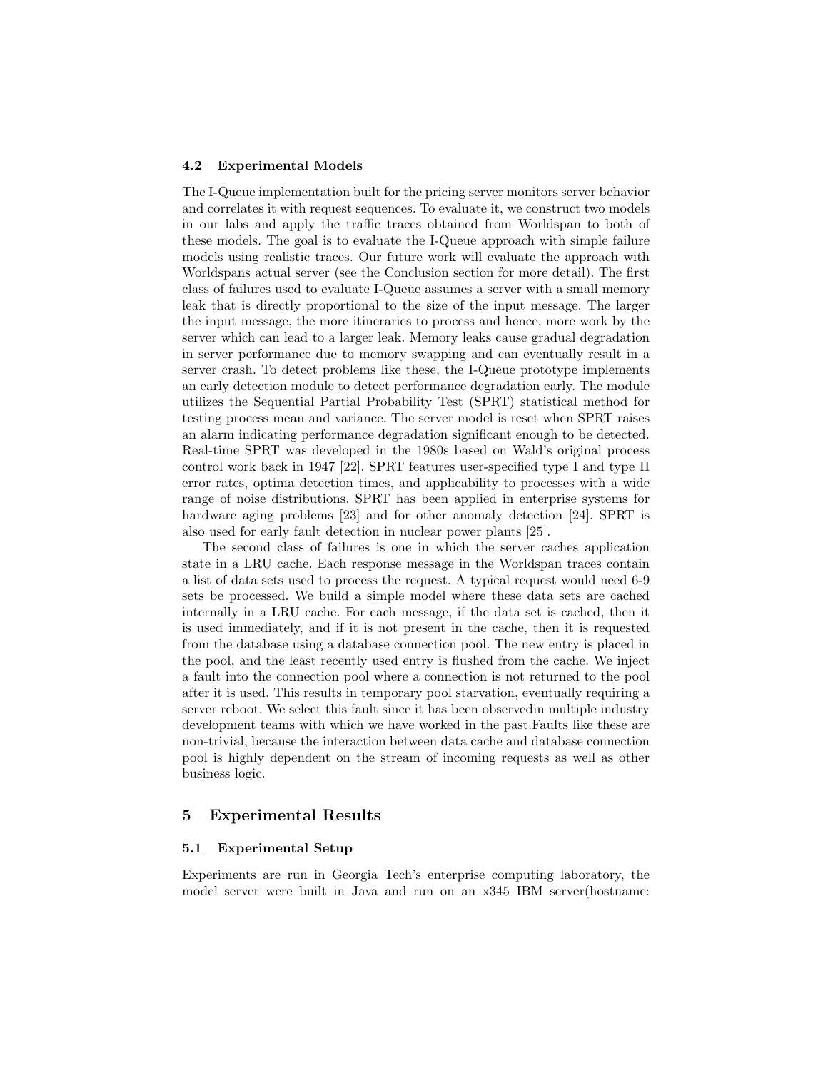### 4.2 Experimental Models

The I-Queue implementation built for the pricing server monitors server behavior and correlates it with request sequences. To evaluate it, we construct two models in our labs and apply the traffic traces obtained from Worldspan to both of these models. The goal is to evaluate the I-Queue approach with simple failure models using realistic traces. Our future work will evaluate the approach with Worldspans actual server (see the Conclusion section for more detail). The first class of failures used to evaluate I-Queue assumes a server with a small memory leak that is directly proportional to the size of the input message. The larger the input message, the more itineraries to process and hence, more work by the server which can lead to a larger leak. Memory leaks cause gradual degradation in server performance due to memory swapping and can eventually result in a server crash. To detect problems like these, the I-Queue prototype implements an early detection module to detect performance degradation early. The module utilizes the Sequential Partial Probability Test (SPRT) statistical method for testing process mean and variance. The server model is reset when SPRT raises an alarm indicating performance degradation significant enough to be detected. Real-time SPRT was developed in the 1980s based on Wald's original process control work back in 1947 [22]. SPRT features user-specified type I and type II error rates, optima detection times, and applicability to processes with a wide range of noise distributions. SPRT has been applied in enterprise systems for hardware aging problems [23] and for other anomaly detection [24]. SPRT is also used for early fault detection in nuclear power plants [25].

The second class of failures is one in which the server caches application state in a LRU cache. Each response message in the Worldspan traces contain a list of data sets used to process the request. A typical request would need 6-9 sets be processed. We build a simple model where these data sets are cached internally in a LRU cache. For each message, if the data set is cached, then it is used immediately, and if it is not present in the cache, then it is requested from the database using a database connection pool. The new entry is placed in the pool, and the least recently used entry is flushed from the cache. We inject a fault into the connection pool where a connection is not returned to the pool after it is used. This results in temporary pool starvation, eventually requiring a server reboot. We select this fault since it has been observedin multiple industry development teams with which we have worked in the past.Faults like these are non-trivial, because the interaction between data cache and database connection pool is highly dependent on the stream of incoming requests as well as other business logic.

## 5 Experimental Results

### 5.1 Experimental Setup

Experiments are run in Georgia Tech's enterprise computing laboratory, the model server were built in Java and run on an x345 IBM server(hostname: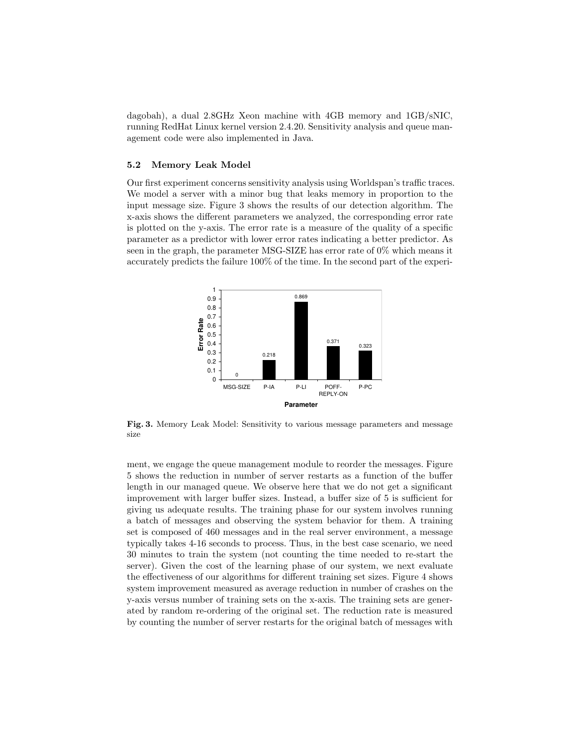dagobah), a dual 2.8GHz Xeon machine with 4GB memory and 1GB/sNIC, running RedHat Linux kernel version 2.4.20. Sensitivity analysis and queue management code were also implemented in Java.

### 5.2 Memory Leak Model

Our first experiment concerns sensitivity analysis using Worldspan's traffic traces. We model a server with a minor bug that leaks memory in proportion to the input message size. Figure 3 shows the results of our detection algorithm. The x-axis shows the different parameters we analyzed, the corresponding error rate is plotted on the y-axis. The error rate is a measure of the quality of a specific parameter as a predictor with lower error rates indicating a better predictor. As seen in the graph, the parameter MSG-SIZE has error rate of 0% which means it accurately predicts the failure 100% of the time. In the second part of the experiment, we engage the queue management module to reorder the messages. Figure 5 shows the reduction in number of server restarts as a function of the buffer length in our managed queue. We observe here that we do not get a significant improvement with larger buffer sizes. Instead, a buffer size of 5 is sufficient for giving us adequate results. The training phase for our system involves running a batch of messages and observing the system behavior for them. A training set is composed of 460 messages and in the real server environment, a message typically takes 4-16 seconds to process. Thus, in the best case scenario, we need 30 minutes to train the system (not counting the time needed to re-start the server). Given the cost of the learning phase of our system, we next evaluate the effectiveness of our algorithms for different training set sizes. Figure 4 shows system improvement measured as average reduction in number of crashes on the y-axis versus number of training sets on the x-axis. The training sets are generated by random re-ordering of the original set. The reduction rate is measured by counting the number of server restarts for the original batch of messages with

| Parameter | Error Rate |
|---|---|
| MSG-SIZE | 0 |
| P-IA | 0.218 |
| P-LI | 0.869 |
| POFF-REPLY-ON | 0.371 |
| P-PC | 0.323 |

**Fig. 3.** Memory Leak Model: Sensitivity to various message parameters and message size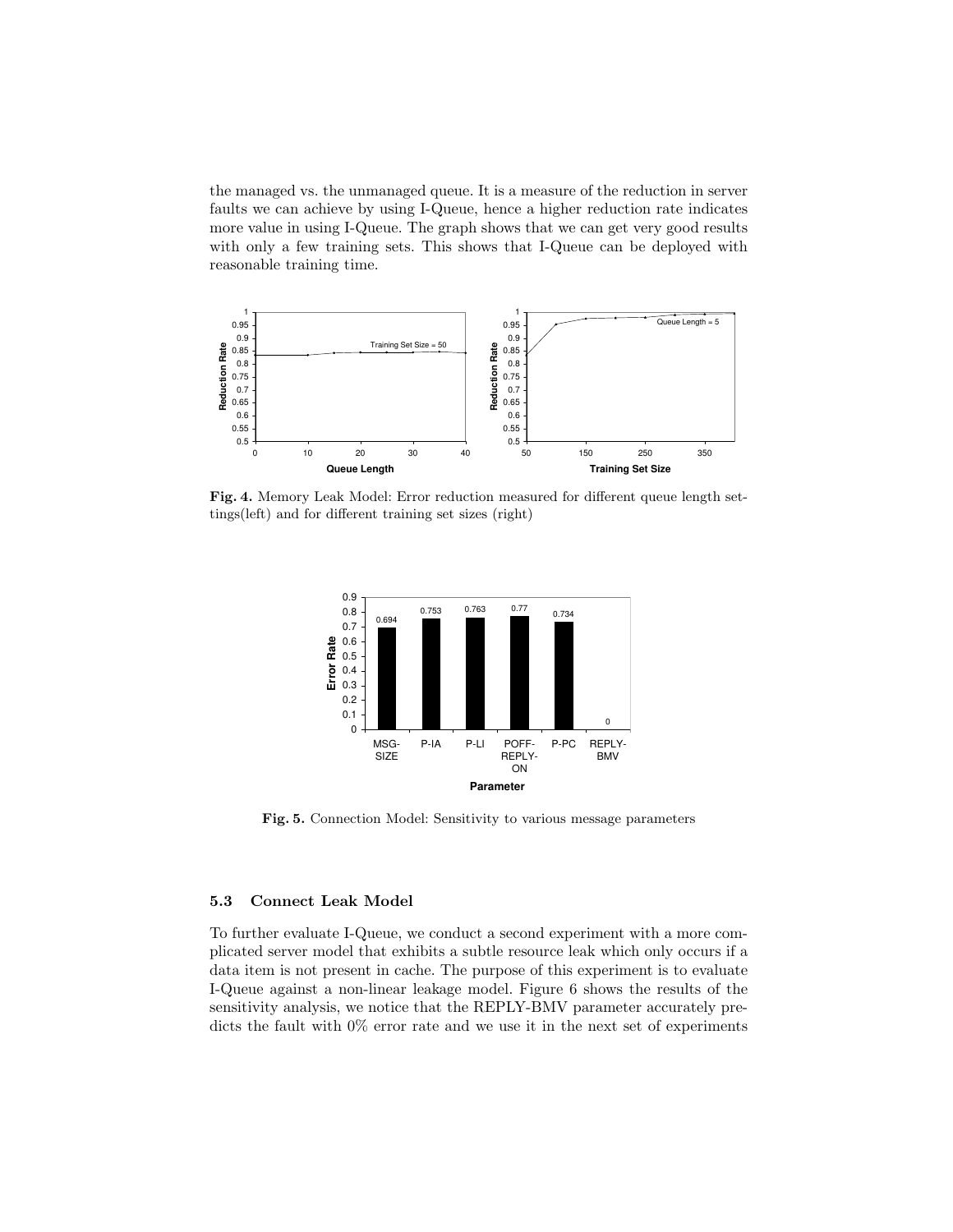the managed vs. the unmanaged queue. It is a measure of the reduction in server faults we can achieve by using I-Queue, hence a higher reduction rate indicates more value in using I-Queue. The graph shows that we can get very good results with only a few training sets. This shows that I-Queue can be deployed with reasonable training time.

**Fig. 4.** Memory Leak Model: Error reduction measured for different queue length settings(left) and for different training set sizes (right)

**Fig. 5.** Connection Model: Sensitivity to various message parameters

### 5.3 Connect Leak Model

To further evaluate I-Queue, we conduct a second experiment with a more complicated server model that exhibits a subtle resource leak which only occurs if a data item is not present in cache. The purpose of this experiment is to evaluate I-Queue against a non-linear leakage model. Figure 6 shows the results of the sensitivity analysis, we notice that the REPLY-BMV parameter accurately predicts the fault with 0% error rate and we use it in the next set of experiments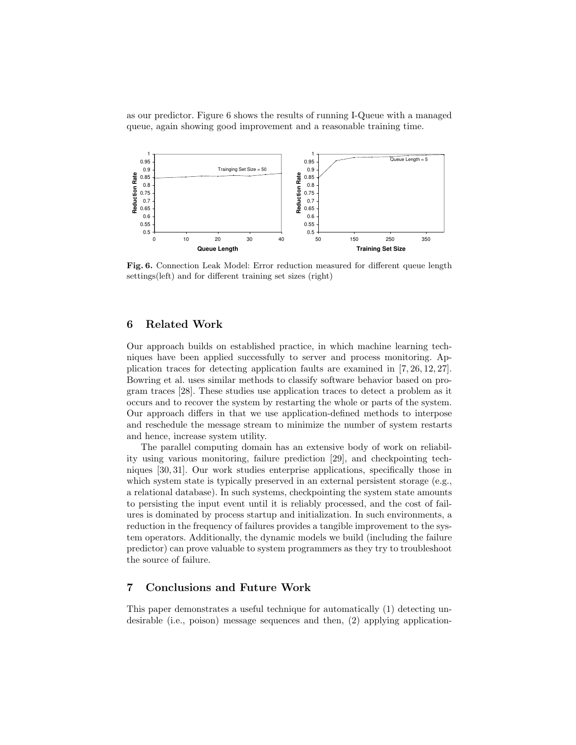as our predictor. Figure 6 shows the results of running I-Queue with a managed queue, again showing good improvement and a reasonable training time.

**Fig. 6.** Connection Leak Model: Error reduction measured for different queue length settings(left) and for different training set sizes (right)

## 6 Related Work

Our approach builds on established practice, in which machine learning techniques have been applied successfully to server and process monitoring. Application traces for detecting application faults are examined in [7, 26, 12, 27]. Bowring et al. uses similar methods to classify software behavior based on program traces [28]. These studies use application traces to detect a problem as it occurs and to recover the system by restarting the whole or parts of the system. Our approach differs in that we use application-defined methods to interpose and reschedule the message stream to minimize the number of system restarts and hence, increase system utility.

The parallel computing domain has an extensive body of work on reliability using various monitoring, failure prediction [29], and checkpointing techniques [30, 31]. Our work studies enterprise applications, specifically those in which system state is typically preserved in an external persistent storage (e.g., a relational database). In such systems, checkpointing the system state amounts to persisting the input event until it is reliably processed, and the cost of failures is dominated by process startup and initialization. In such environments, a reduction in the frequency of failures provides a tangible improvement to the system operators. Additionally, the dynamic models we build (including the failure predictor) can prove valuable to system programmers as they try to troubleshoot the source of failure.

## 7 Conclusions and Future Work

This paper demonstrates a useful technique for automatically (1) detecting undesirable (i.e., poison) message sequences and then, (2) applying application-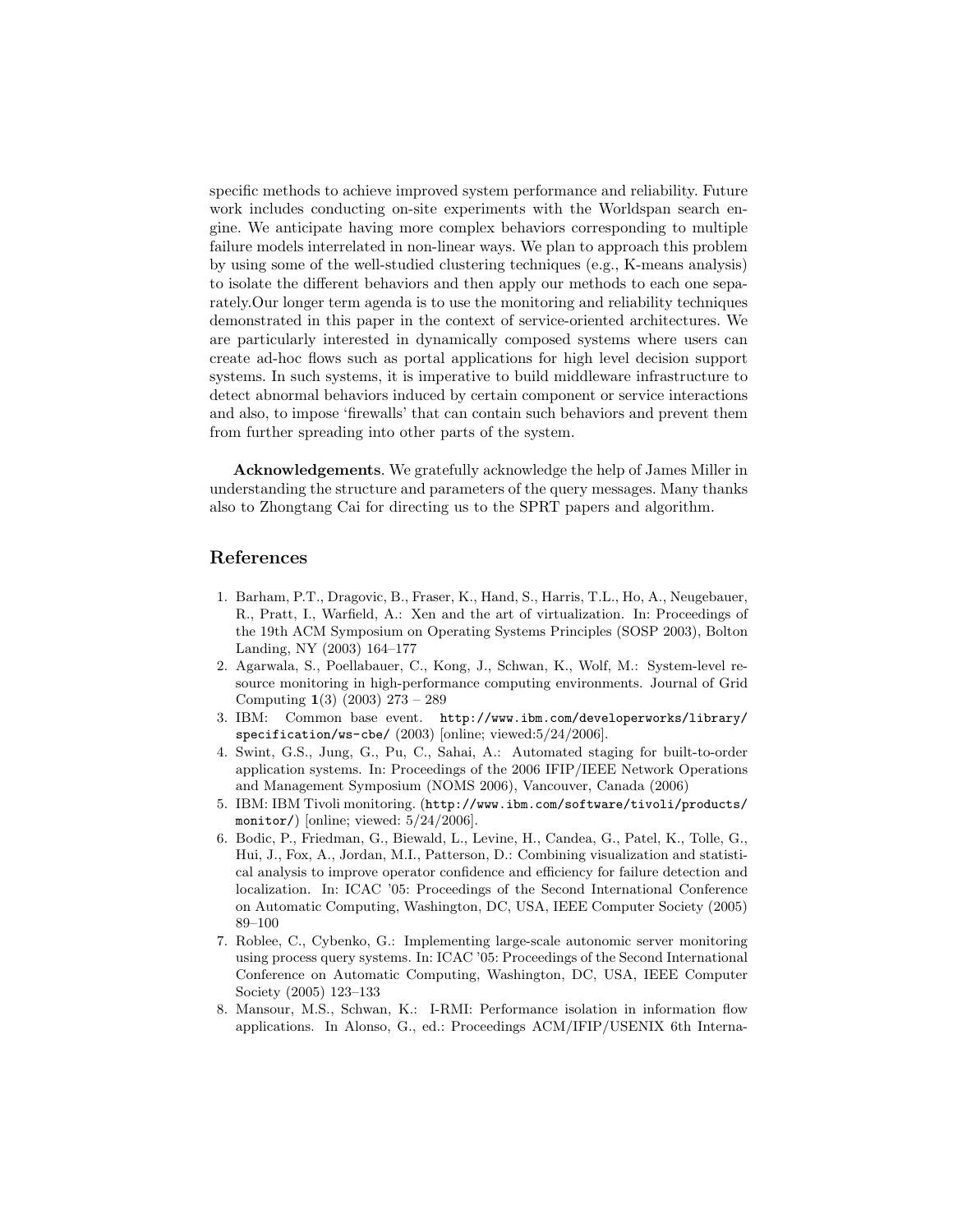specific methods to achieve improved system performance and reliability. Future work includes conducting on-site experiments with the Worldspan search engine. We anticipate having more complex behaviors corresponding to multiple failure models interrelated in non-linear ways. We plan to approach this problem by using some of the well-studied clustering techniques (e.g., K-means analysis) to isolate the different behaviors and then apply our methods to each one separately.Our longer term agenda is to use the monitoring and reliability techniques demonstrated in this paper in the context of service-oriented architectures. We are particularly interested in dynamically composed systems where users can create ad-hoc flows such as portal applications for high level decision support systems. In such systems, it is imperative to build middleware infrastructure to detect abnormal behaviors induced by certain component or service interactions and also, to impose 'firewalls' that can contain such behaviors and prevent them from further spreading into other parts of the system.

**Acknowledgements**. We gratefully acknowledge the help of James Miller in understanding the structure and parameters of the query messages. Many thanks also to Zhongtang Cai for directing us to the SPRT papers and algorithm.

## References

1. Barham, P.T., Dragovic, B., Fraser, K., Hand, S., Harris, T.L., Ho, A., Neugebauer, R., Pratt, I., Warfield, A.: Xen and the art of virtualization. In: Proceedings of the 19th ACM Symposium on Operating Systems Principles (SOSP 2003), Bolton Landing, NY (2003) 164–177
2. Agarwala, S., Poellabauer, C., Kong, J., Schwan, K., Wolf, M.: System-level resource monitoring in high-performance computing environments. Journal of Grid Computing **1**(3) (2003) 273 – 289
3. IBM: Common base event. `http://www.ibm.com/developerworks/library/specification/ws-cbe/` (2003) [online; viewed:5/24/2006].
4. Swint, G.S., Jung, G., Pu, C., Sahai, A.: Automated staging for built-to-order application systems. In: Proceedings of the 2006 IFIP/IEEE Network Operations and Management Symposium (NOMS 2006), Vancouver, Canada (2006)
5. IBM: IBM Tivoli monitoring. (`http://www.ibm.com/software/tivoli/products/monitor/`) [online; viewed: 5/24/2006].
6. Bodic, P., Friedman, G., Biewald, L., Levine, H., Candea, G., Patel, K., Tolle, G., Hui, J., Fox, A., Jordan, M.I., Patterson, D.: Combining visualization and statistical analysis to improve operator confidence and efficiency for failure detection and localization. In: ICAC '05: Proceedings of the Second International Conference on Automatic Computing, Washington, DC, USA, IEEE Computer Society (2005) 89–100
7. Roblee, C., Cybenko, G.: Implementing large-scale autonomic server monitoring using process query systems. In: ICAC '05: Proceedings of the Second International Conference on Automatic Computing, Washington, DC, USA, IEEE Computer Society (2005) 123–133
8. Mansour, M.S., Schwan, K.: I-RMI: Performance isolation in information flow applications. In Alonso, G., ed.: Proceedings ACM/IFIP/USENIX 6th Interna-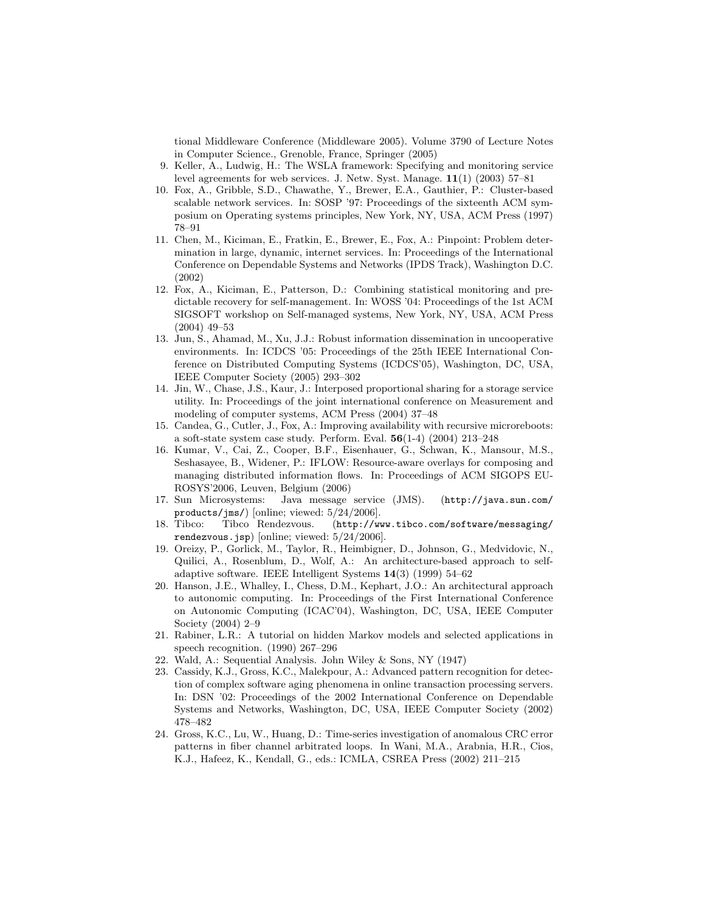tional Middleware Conference (Middleware 2005). Volume 3790 of Lecture Notes in Computer Science., Grenoble, France, Springer (2005)

9. Keller, A., Ludwig, H.: The WSLA framework: Specifying and monitoring service level agreements for web services. J. Netw. Syst. Manage. **11**(1) (2003) 57–81
10. Fox, A., Gribble, S.D., Chawathe, Y., Brewer, E.A., Gauthier, P.: Cluster-based scalable network services. In: SOSP '97: Proceedings of the sixteenth ACM symposium on Operating systems principles, New York, NY, USA, ACM Press (1997) 78–91
11. Chen, M., Kiciman, E., Fratkin, E., Brewer, E., Fox, A.: Pinpoint: Problem determination in large, dynamic, internet services. In: Proceedings of the International Conference on Dependable Systems and Networks (IPDS Track), Washington D.C. (2002)
12. Fox, A., Kiciman, E., Patterson, D.: Combining statistical monitoring and predictable recovery for self-management. In: WOSS '04: Proceedings of the 1st ACM SIGSOFT workshop on Self-managed systems, New York, NY, USA, ACM Press (2004) 49–53
13. Jun, S., Ahamad, M., Xu, J.J.: Robust information dissemination in uncooperative environments. In: ICDCS '05: Proceedings of the 25th IEEE International Conference on Distributed Computing Systems (ICDCS'05), Washington, DC, USA, IEEE Computer Society (2005) 293–302
14. Jin, W., Chase, J.S., Kaur, J.: Interposed proportional sharing for a storage service utility. In: Proceedings of the joint international conference on Measurement and modeling of computer systems, ACM Press (2004) 37–48
15. Candea, G., Cutler, J., Fox, A.: Improving availability with recursive microreboots: a soft-state system case study. Perform. Eval. **56**(1-4) (2004) 213–248
16. Kumar, V., Cai, Z., Cooper, B.F., Eisenhauer, G., Schwan, K., Mansour, M.S., Seshasayee, B., Widener, P.: IFLOW: Resource-aware overlays for composing and managing distributed information flows. In: Proceedings of ACM SIGOPS EUROSYS'2006, Leuven, Belgium (2006)
17. Sun Microsystems: Java message service (JMS). (`http://java.sun.com/products/jms/`) [online; viewed: 5/24/2006].
18. Tibco: Tibco Rendezvous. (`http://www.tibco.com/software/messaging/rendezvous.jsp`) [online; viewed: 5/24/2006].
19. Oreizy, P., Gorlick, M., Taylor, R., Heimbigner, D., Johnson, G., Medvidovic, N., Quilici, A., Rosenblum, D., Wolf, A.: An architecture-based approach to self-adaptive software. IEEE Intelligent Systems **14**(3) (1999) 54–62
20. Hanson, J.E., Whalley, I., Chess, D.M., Kephart, J.O.: An architectural approach to autonomic computing. In: Proceedings of the First International Conference on Autonomic Computing (ICAC'04), Washington, DC, USA, IEEE Computer Society (2004) 2–9
21. Rabiner, L.R.: A tutorial on hidden Markov models and selected applications in speech recognition. (1990) 267–296
22. Wald, A.: Sequential Analysis. John Wiley & Sons, NY (1947)
23. Cassidy, K.J., Gross, K.C., Malekpour, A.: Advanced pattern recognition for detection of complex software aging phenomena in online transaction processing servers. In: DSN '02: Proceedings of the 2002 International Conference on Dependable Systems and Networks, Washington, DC, USA, IEEE Computer Society (2002) 478–482
24. Gross, K.C., Lu, W., Huang, D.: Time-series investigation of anomalous CRC error patterns in fiber channel arbitrated loops. In Wani, M.A., Arabnia, H.R., Cios, K.J., Hafeez, K., Kendall, G., eds.: ICMLA, CSREA Press (2002) 211–215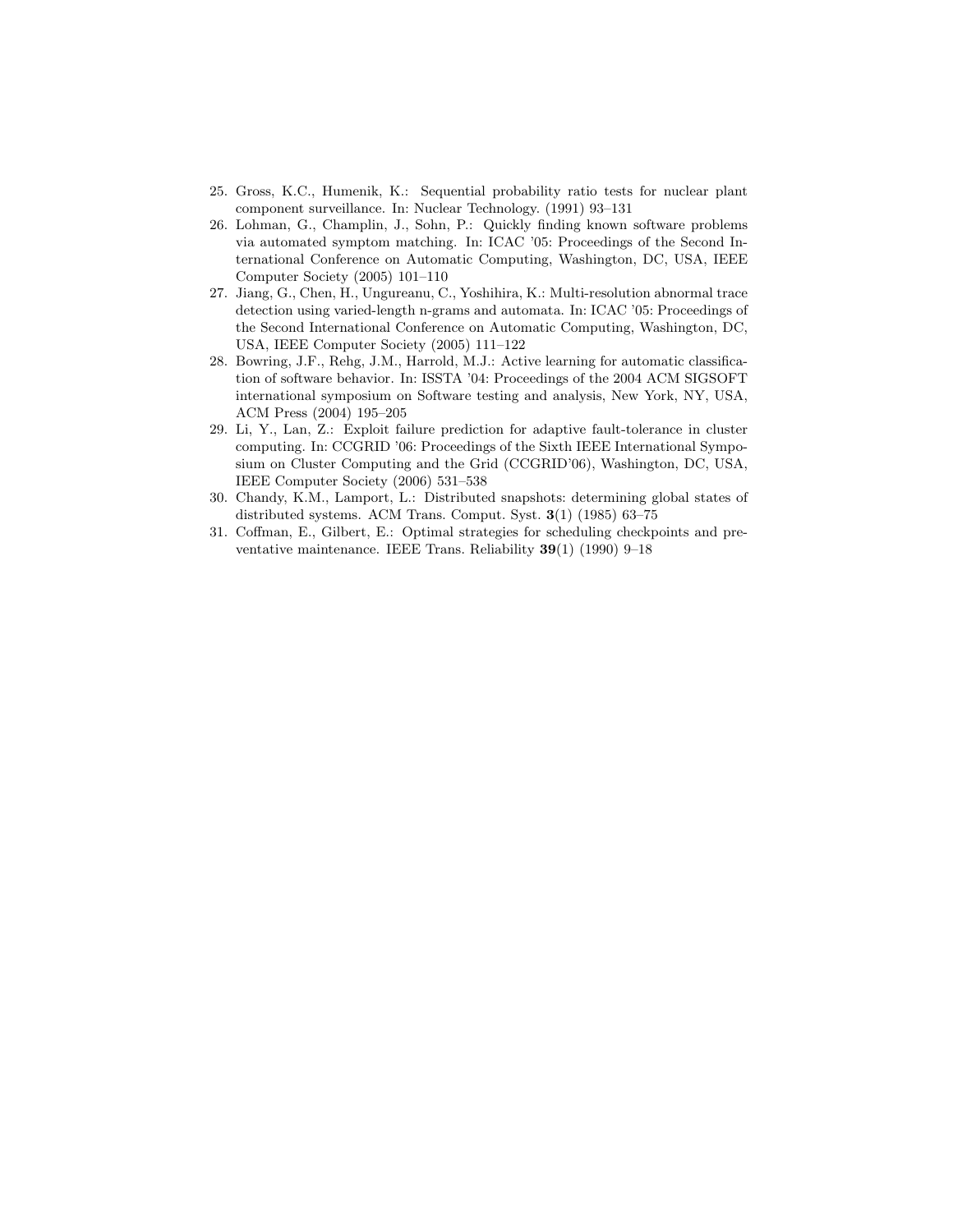25. Gross, K.C., Humenik, K.: Sequential probability ratio tests for nuclear plant component surveillance. In: Nuclear Technology. (1991) 93–131
26. Lohman, G., Champlin, J., Sohn, P.: Quickly finding known software problems via automated symptom matching. In: ICAC '05: Proceedings of the Second International Conference on Automatic Computing, Washington, DC, USA, IEEE Computer Society (2005) 101–110
27. Jiang, G., Chen, H., Ungureanu, C., Yoshihira, K.: Multi-resolution abnormal trace detection using varied-length n-grams and automata. In: ICAC '05: Proceedings of the Second International Conference on Automatic Computing, Washington, DC, USA, IEEE Computer Society (2005) 111–122
28. Bowring, J.F., Rehg, J.M., Harrold, M.J.: Active learning for automatic classification of software behavior. In: ISSTA '04: Proceedings of the 2004 ACM SIGSOFT international symposium on Software testing and analysis, New York, NY, USA, ACM Press (2004) 195–205
29. Li, Y., Lan, Z.: Exploit failure prediction for adaptive fault-tolerance in cluster computing. In: CCGRID '06: Proceedings of the Sixth IEEE International Symposium on Cluster Computing and the Grid (CCGRID'06), Washington, DC, USA, IEEE Computer Society (2006) 531–538
30. Chandy, K.M., Lamport, L.: Distributed snapshots: determining global states of distributed systems. ACM Trans. Comput. Syst. **3**(1) (1985) 63–75
31. Coffman, E., Gilbert, E.: Optimal strategies for scheduling checkpoints and preventative maintenance. IEEE Trans. Reliability **39**(1) (1990) 9–18